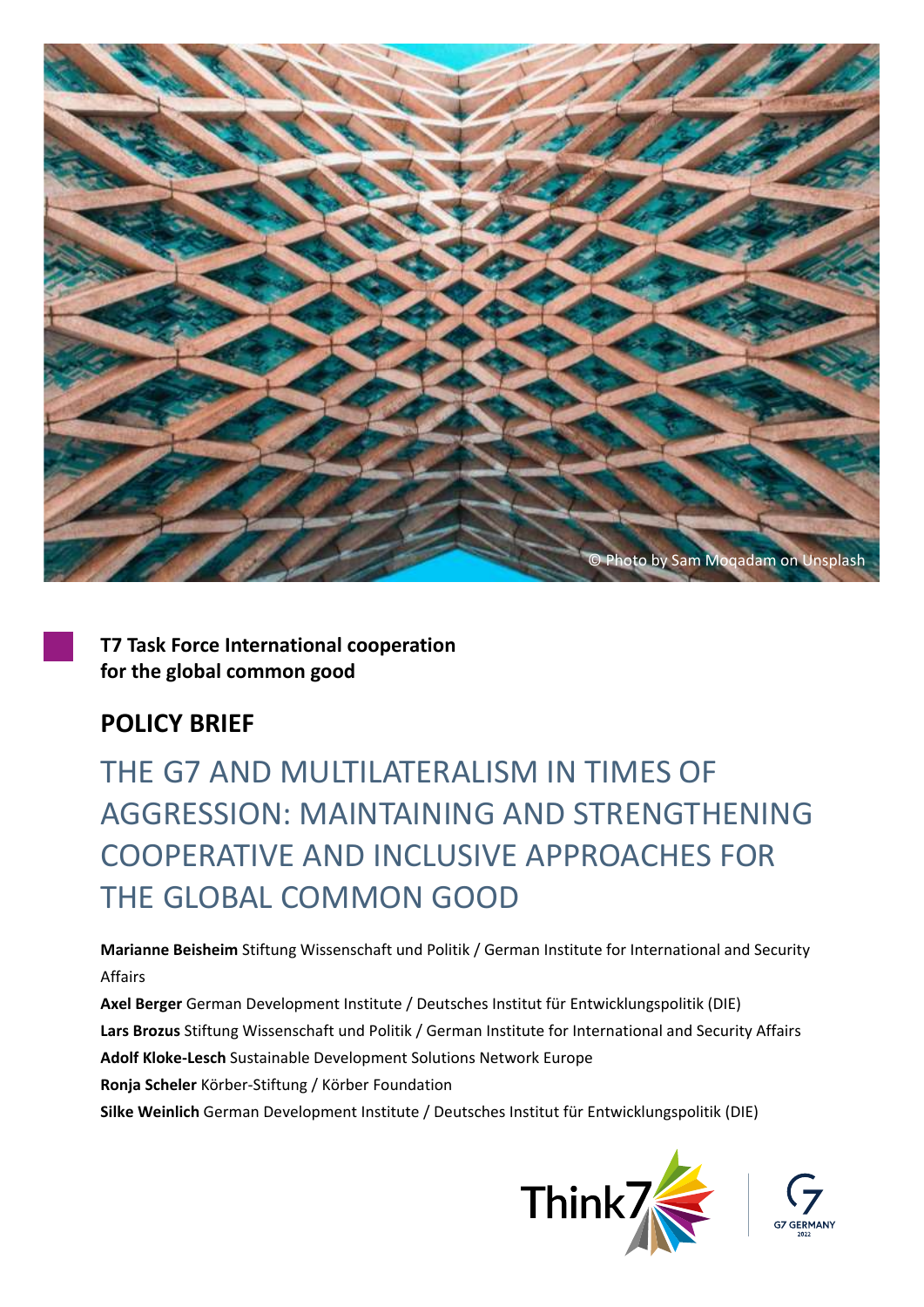© Photo by Sam Moqadam on Unsplash

**T7 Task Force International cooperation for the global common good**

## POLICY BRIEF

# THE G7 AND MULTILATERALISM IN TIMES OF AGGRESSION: MAINTAINING AND STRENGTHENING COOPERATIVE AND INCLUSIVE APPROACHES FOR THE GLOBAL COMMON GOOD

**Marianne Beisheim** Stiftung Wissenschaft und Politik / German Institute for International and Security Affairs

**Axel Berger** German Development Institute / Deutsches Institut für Entwicklungspolitik (DIE)

**Lars Brozus** Stiftung Wissenschaft und Politik / German Institute for International and Security Affairs

**Adolf Kloke-Lesch** Sustainable Development Solutions Network Europe

**Ronja Scheler** Körber-Stiftung / Körber Foundation

**Silke Weinlich** German Development Institute / Deutsches Institut für Entwicklungspolitik (DIE)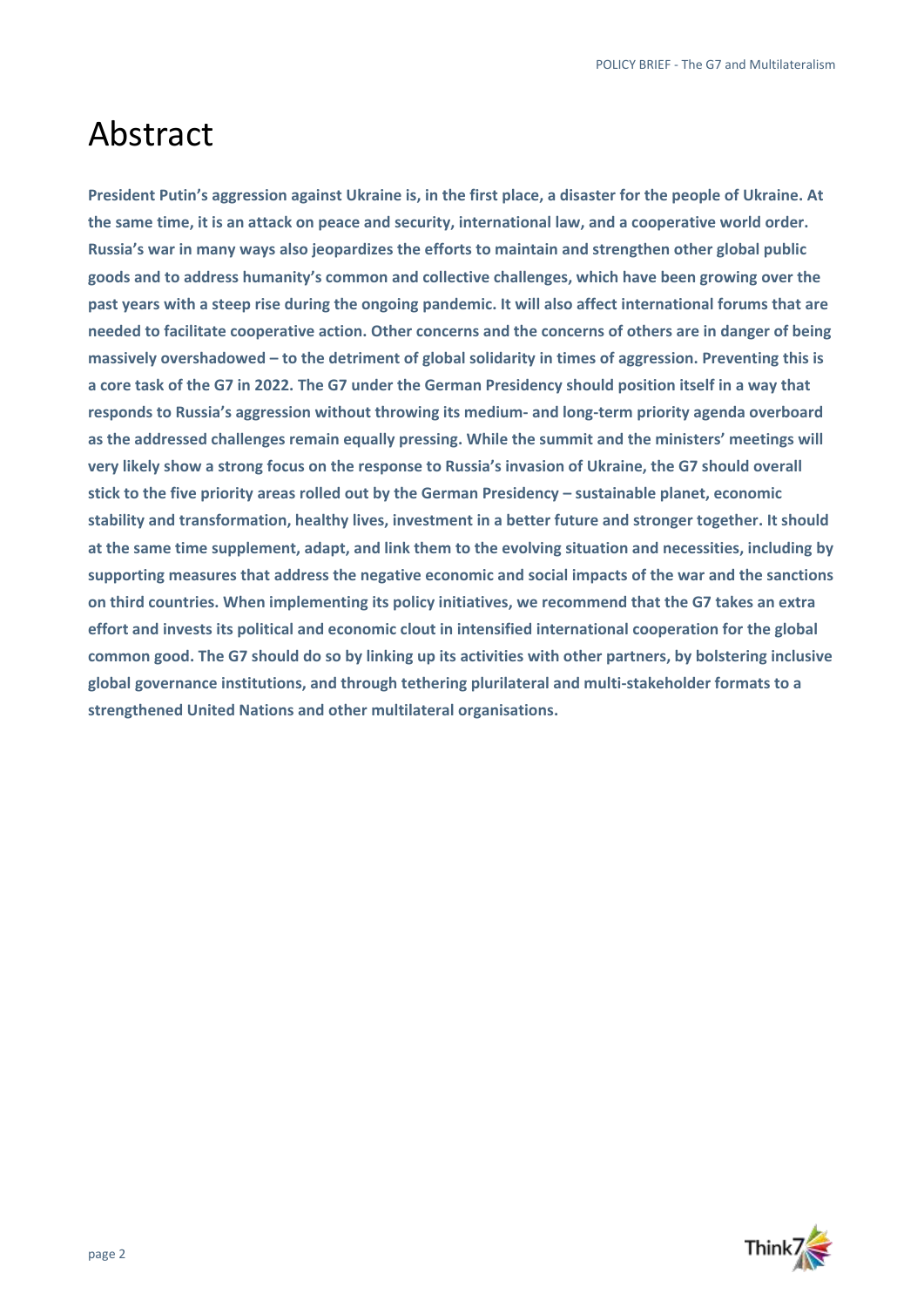# Abstract

**President Putin's aggression against Ukraine is, in the first place, a disaster for the people of Ukraine. At the same time, it is an attack on peace and security, international law, and a cooperative world order. Russia's war in many ways also jeopardizes the efforts to maintain and strengthen other global public goods and to address humanity's common and collective challenges, which have been growing over the past years with a steep rise during the ongoing pandemic. It will also affect international forums that are needed to facilitate cooperative action. Other concerns and the concerns of others are in danger of being massively overshadowed – to the detriment of global solidarity in times of aggression. Preventing this is a core task of the G7 in 2022. The G7 under the German Presidency should position itself in a way that responds to Russia's aggression without throwing its medium- and long-term priority agenda overboard as the addressed challenges remain equally pressing. While the summit and the ministers' meetings will very likely show a strong focus on the response to Russia's invasion of Ukraine, the G7 should overall stick to the five priority areas rolled out by the German Presidency – sustainable planet, economic stability and transformation, healthy lives, investment in a better future and stronger together. It should at the same time supplement, adapt, and link them to the evolving situation and necessities, including by supporting measures that address the negative economic and social impacts of the war and the sanctions on third countries. When implementing its policy initiatives, we recommend that the G7 takes an extra effort and invests its political and economic clout in intensified international cooperation for the global common good. The G7 should do so by linking up its activities with other partners, by bolstering inclusive global governance institutions, and through tethering plurilateral and multi-stakeholder formats to a strengthened United Nations and other multilateral organisations.**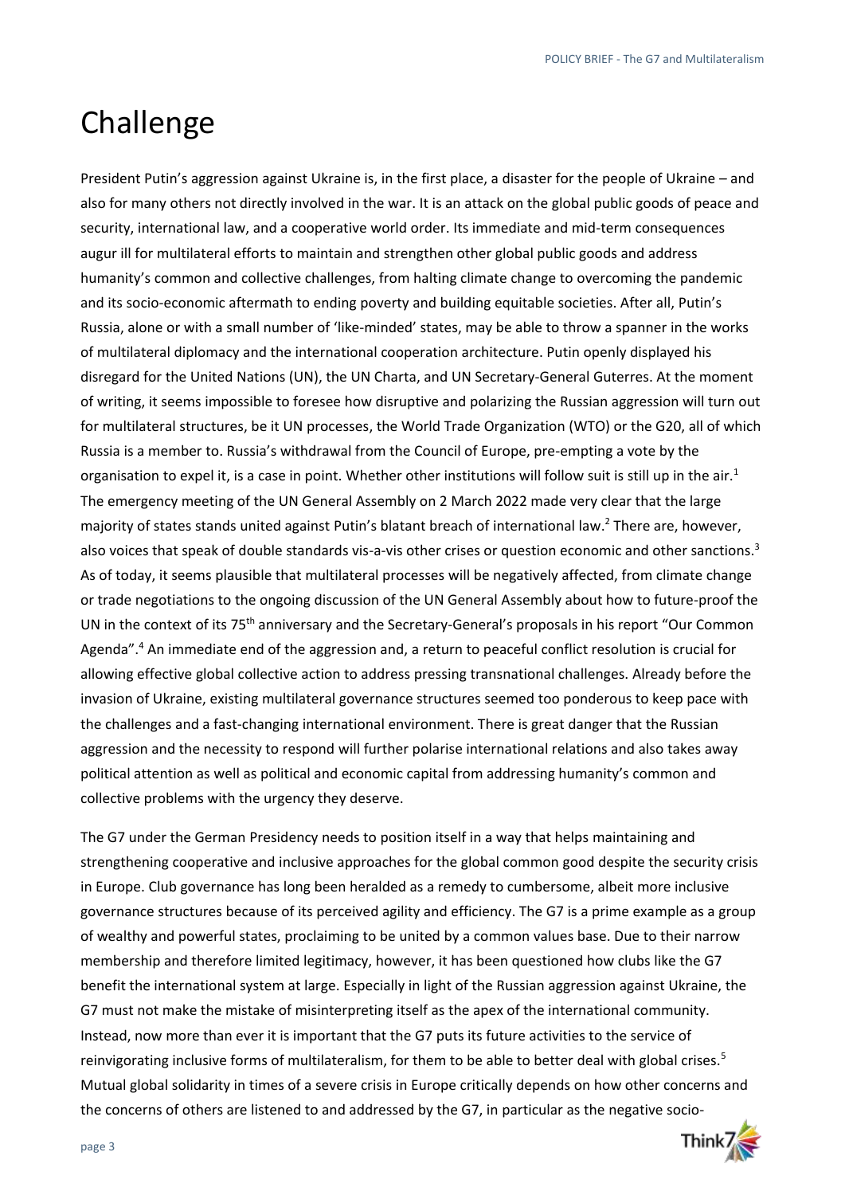# Challenge

President Putin's aggression against Ukraine is, in the first place, a disaster for the people of Ukraine – and also for many others not directly involved in the war. It is an attack on the global public goods of peace and security, international law, and a cooperative world order. Its immediate and mid-term consequences augur ill for multilateral efforts to maintain and strengthen other global public goods and address humanity's common and collective challenges, from halting climate change to overcoming the pandemic and its socio-economic aftermath to ending poverty and building equitable societies. After all, Putin's Russia, alone or with a small number of 'like-minded' states, may be able to throw a spanner in the works of multilateral diplomacy and the international cooperation architecture. Putin openly displayed his disregard for the United Nations (UN), the UN Charta, and UN Secretary-General Guterres. At the moment of writing, it seems impossible to foresee how disruptive and polarizing the Russian aggression will turn out for multilateral structures, be it UN processes, the World Trade Organization (WTO) or the G20, all of which Russia is a member to. Russia's withdrawal from the Council of Europe, pre-empting a vote by the organisation to expel it, is a case in point. Whether other institutions will follow suit is still up in the air.[1] The emergency meeting of the UN General Assembly on 2 March 2022 made very clear that the large majority of states stands united against Putin's blatant breach of international law.[2] There are, however, also voices that speak of double standards vis-a-vis other crises or question economic and other sanctions.[3] As of today, it seems plausible that multilateral processes will be negatively affected, from climate change or trade negotiations to the ongoing discussion of the UN General Assembly about how to future-proof the UN in the context of its 75th anniversary and the Secretary-General's proposals in his report "Our Common Agenda".[4] An immediate end of the aggression and, a return to peaceful conflict resolution is crucial for allowing effective global collective action to address pressing transnational challenges. Already before the invasion of Ukraine, existing multilateral governance structures seemed too ponderous to keep pace with the challenges and a fast-changing international environment. There is great danger that the Russian aggression and the necessity to respond will further polarise international relations and also takes away political attention as well as political and economic capital from addressing humanity's common and collective problems with the urgency they deserve.

The G7 under the German Presidency needs to position itself in a way that helps maintaining and strengthening cooperative and inclusive approaches for the global common good despite the security crisis in Europe. Club governance has long been heralded as a remedy to cumbersome, albeit more inclusive governance structures because of its perceived agility and efficiency. The G7 is a prime example as a group of wealthy and powerful states, proclaiming to be united by a common values base. Due to their narrow membership and therefore limited legitimacy, however, it has been questioned how clubs like the G7 benefit the international system at large. Especially in light of the Russian aggression against Ukraine, the G7 must not make the mistake of misinterpreting itself as the apex of the international community. Instead, now more than ever it is important that the G7 puts its future activities to the service of reinvigorating inclusive forms of multilateralism, for them to be able to better deal with global crises.[5] Mutual global solidarity in times of a severe crisis in Europe critically depends on how other concerns and the concerns of others are listened to and addressed by the G7, in particular as the negative socio-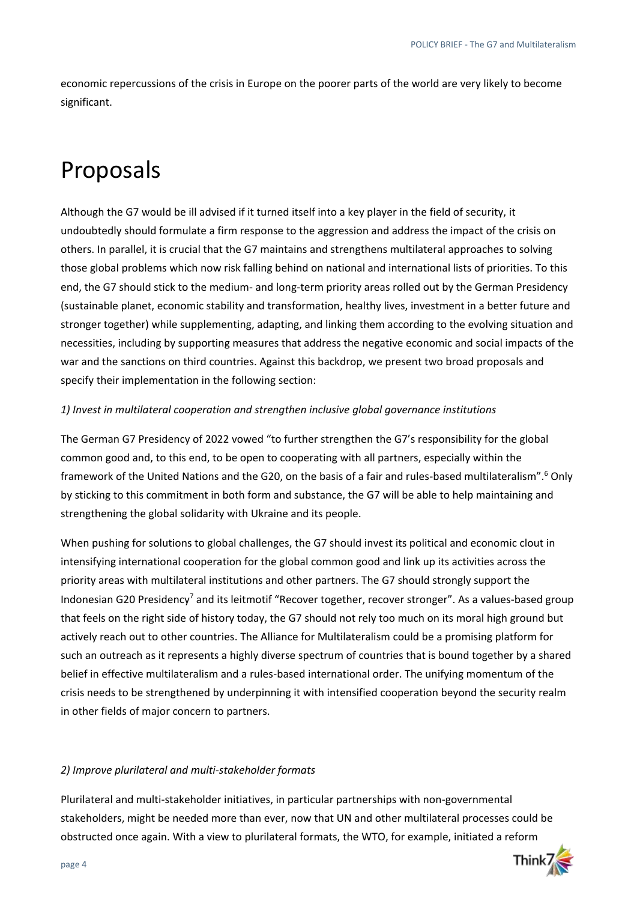economic repercussions of the crisis in Europe on the poorer parts of the world are very likely to become significant.

# Proposals

Although the G7 would be ill advised if it turned itself into a key player in the field of security, it undoubtedly should formulate a firm response to the aggression and address the impact of the crisis on others. In parallel, it is crucial that the G7 maintains and strengthens multilateral approaches to solving those global problems which now risk falling behind on national and international lists of priorities. To this end, the G7 should stick to the medium- and long-term priority areas rolled out by the German Presidency (sustainable planet, economic stability and transformation, healthy lives, investment in a better future and stronger together) while supplementing, adapting, and linking them according to the evolving situation and necessities, including by supporting measures that address the negative economic and social impacts of the war and the sanctions on third countries. Against this backdrop, we present two broad proposals and specify their implementation in the following section:

*1) Invest in multilateral cooperation and strengthen inclusive global governance institutions*

The German G7 Presidency of 2022 vowed "to further strengthen the G7's responsibility for the global common good and, to this end, to be open to cooperating with all partners, especially within the framework of the United Nations and the G20, on the basis of a fair and rules-based multilateralism".[6] Only by sticking to this commitment in both form and substance, the G7 will be able to help maintaining and strengthening the global solidarity with Ukraine and its people.

When pushing for solutions to global challenges, the G7 should invest its political and economic clout in intensifying international cooperation for the global common good and link up its activities across the priority areas with multilateral institutions and other partners. The G7 should strongly support the Indonesian G20 Presidency[7] and its leitmotif "Recover together, recover stronger". As a values-based group that feels on the right side of history today, the G7 should not rely too much on its moral high ground but actively reach out to other countries. The Alliance for Multilateralism could be a promising platform for such an outreach as it represents a highly diverse spectrum of countries that is bound together by a shared belief in effective multilateralism and a rules-based international order. The unifying momentum of the crisis needs to be strengthened by underpinning it with intensified cooperation beyond the security realm in other fields of major concern to partners.

*2) Improve plurilateral and multi-stakeholder formats*

Plurilateral and multi-stakeholder initiatives, in particular partnerships with non-governmental stakeholders, might be needed more than ever, now that UN and other multilateral processes could be obstructed once again. With a view to plurilateral formats, the WTO, for example, initiated a reform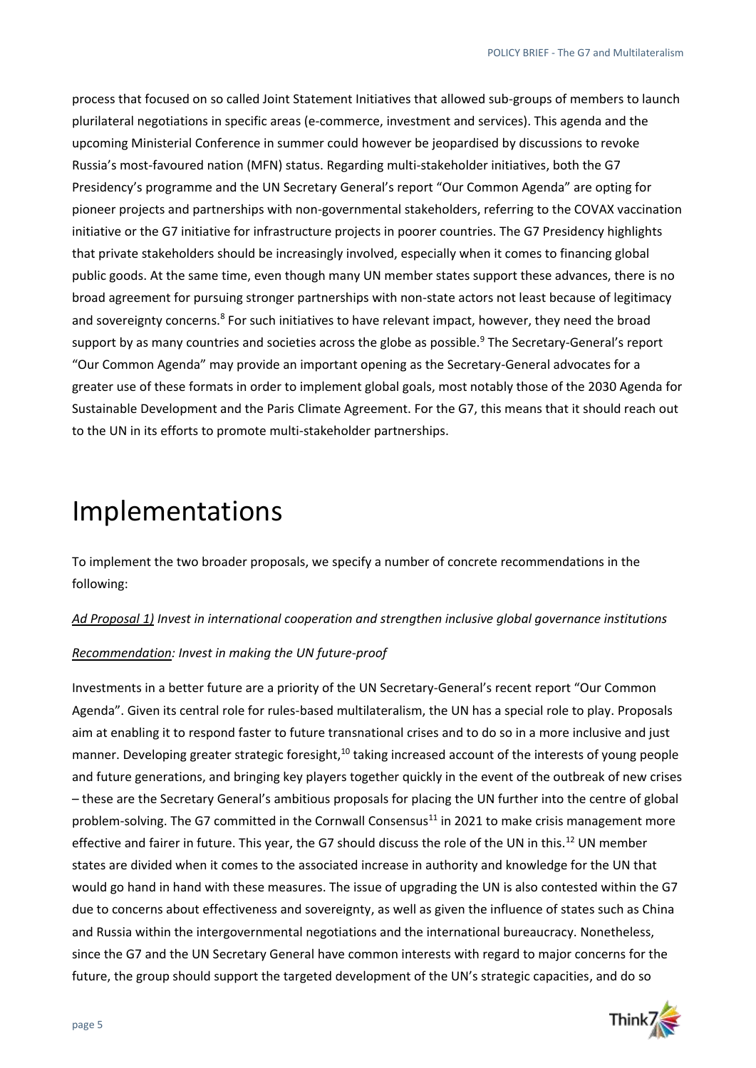process that focused on so called Joint Statement Initiatives that allowed sub-groups of members to launch plurilateral negotiations in specific areas (e-commerce, investment and services). This agenda and the upcoming Ministerial Conference in summer could however be jeopardised by discussions to revoke Russia's most-favoured nation (MFN) status. Regarding multi-stakeholder initiatives, both the G7 Presidency's programme and the UN Secretary General's report "Our Common Agenda" are opting for pioneer projects and partnerships with non-governmental stakeholders, referring to the COVAX vaccination initiative or the G7 initiative for infrastructure projects in poorer countries. The G7 Presidency highlights that private stakeholders should be increasingly involved, especially when it comes to financing global public goods. At the same time, even though many UN member states support these advances, there is no broad agreement for pursuing stronger partnerships with non-state actors not least because of legitimacy and sovereignty concerns.[8] For such initiatives to have relevant impact, however, they need the broad support by as many countries and societies across the globe as possible.[9] The Secretary-General's report "Our Common Agenda" may provide an important opening as the Secretary-General advocates for a greater use of these formats in order to implement global goals, most notably those of the 2030 Agenda for Sustainable Development and the Paris Climate Agreement. For the G7, this means that it should reach out to the UN in its efforts to promote multi-stakeholder partnerships.

# Implementations

To implement the two broader proposals, we specify a number of concrete recommendations in the following:

*Ad Proposal 1) Invest in international cooperation and strengthen inclusive global governance institutions*

*Recommendation: Invest in making the UN future-proof*

Investments in a better future are a priority of the UN Secretary-General's recent report "Our Common Agenda". Given its central role for rules-based multilateralism, the UN has a special role to play. Proposals aim at enabling it to respond faster to future transnational crises and to do so in a more inclusive and just manner. Developing greater strategic foresight,[10] taking increased account of the interests of young people and future generations, and bringing key players together quickly in the event of the outbreak of new crises – these are the Secretary General's ambitious proposals for placing the UN further into the centre of global problem-solving. The G7 committed in the Cornwall Consensus[11] in 2021 to make crisis management more effective and fairer in future. This year, the G7 should discuss the role of the UN in this.[12] UN member states are divided when it comes to the associated increase in authority and knowledge for the UN that would go hand in hand with these measures. The issue of upgrading the UN is also contested within the G7 due to concerns about effectiveness and sovereignty, as well as given the influence of states such as China and Russia within the intergovernmental negotiations and the international bureaucracy. Nonetheless, since the G7 and the UN Secretary General have common interests with regard to major concerns for the future, the group should support the targeted development of the UN's strategic capacities, and do so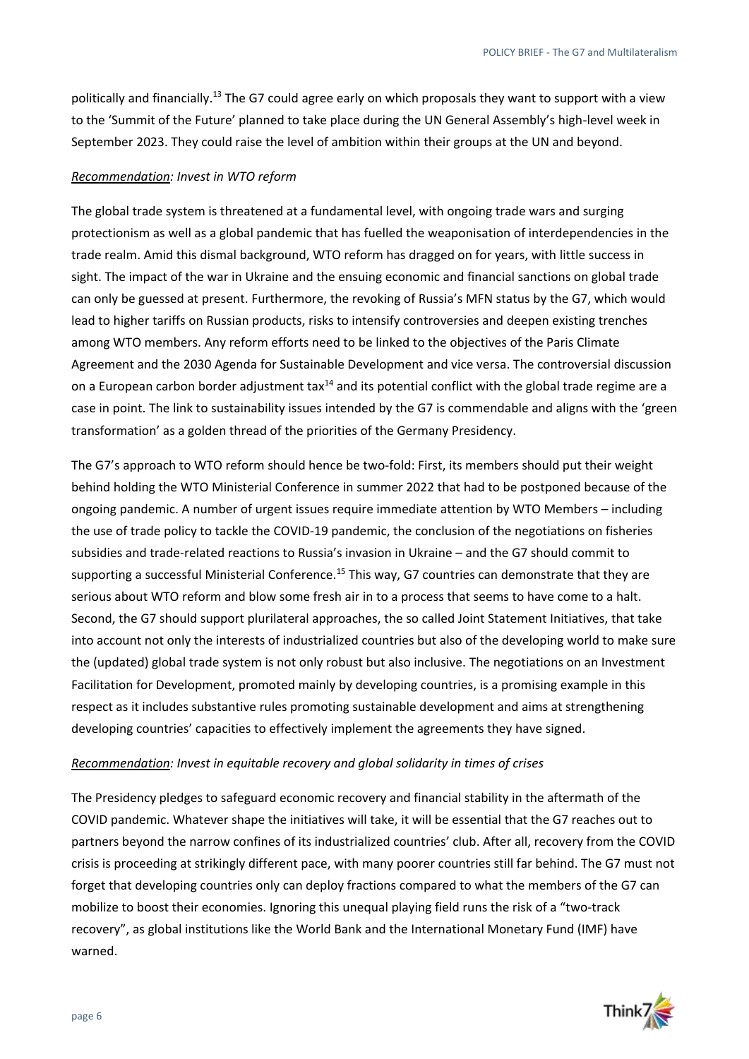politically and financially.[13] The G7 could agree early on which proposals they want to support with a view to the 'Summit of the Future' planned to take place during the UN General Assembly's high-level week in September 2023. They could raise the level of ambition within their groups at the UN and beyond.

*<u>Recommendation</u>: Invest in WTO reform*

The global trade system is threatened at a fundamental level, with ongoing trade wars and surging protectionism as well as a global pandemic that has fuelled the weaponisation of interdependencies in the trade realm. Amid this dismal background, WTO reform has dragged on for years, with little success in sight. The impact of the war in Ukraine and the ensuing economic and financial sanctions on global trade can only be guessed at present. Furthermore, the revoking of Russia's MFN status by the G7, which would lead to higher tariffs on Russian products, risks to intensify controversies and deepen existing trenches among WTO members. Any reform efforts need to be linked to the objectives of the Paris Climate Agreement and the 2030 Agenda for Sustainable Development and vice versa. The controversial discussion on a European carbon border adjustment tax[14] and its potential conflict with the global trade regime are a case in point. The link to sustainability issues intended by the G7 is commendable and aligns with the 'green transformation' as a golden thread of the priorities of the Germany Presidency.

The G7's approach to WTO reform should hence be two-fold: First, its members should put their weight behind holding the WTO Ministerial Conference in summer 2022 that had to be postponed because of the ongoing pandemic. A number of urgent issues require immediate attention by WTO Members – including the use of trade policy to tackle the COVID-19 pandemic, the conclusion of the negotiations on fisheries subsidies and trade-related reactions to Russia's invasion in Ukraine – and the G7 should commit to supporting a successful Ministerial Conference.[15] This way, G7 countries can demonstrate that they are serious about WTO reform and blow some fresh air in to a process that seems to have come to a halt. Second, the G7 should support plurilateral approaches, the so called Joint Statement Initiatives, that take into account not only the interests of industrialized countries but also of the developing world to make sure the (updated) global trade system is not only robust but also inclusive. The negotiations on an Investment Facilitation for Development, promoted mainly by developing countries, is a promising example in this respect as it includes substantive rules promoting sustainable development and aims at strengthening developing countries' capacities to effectively implement the agreements they have signed.

*<u>Recommendation</u>: Invest in equitable recovery and global solidarity in times of crises*

The Presidency pledges to safeguard economic recovery and financial stability in the aftermath of the COVID pandemic. Whatever shape the initiatives will take, it will be essential that the G7 reaches out to partners beyond the narrow confines of its industrialized countries' club. After all, recovery from the COVID crisis is proceeding at strikingly different pace, with many poorer countries still far behind. The G7 must not forget that developing countries only can deploy fractions compared to what the members of the G7 can mobilize to boost their economies. Ignoring this unequal playing field runs the risk of a "two-track recovery", as global institutions like the World Bank and the International Monetary Fund (IMF) have warned.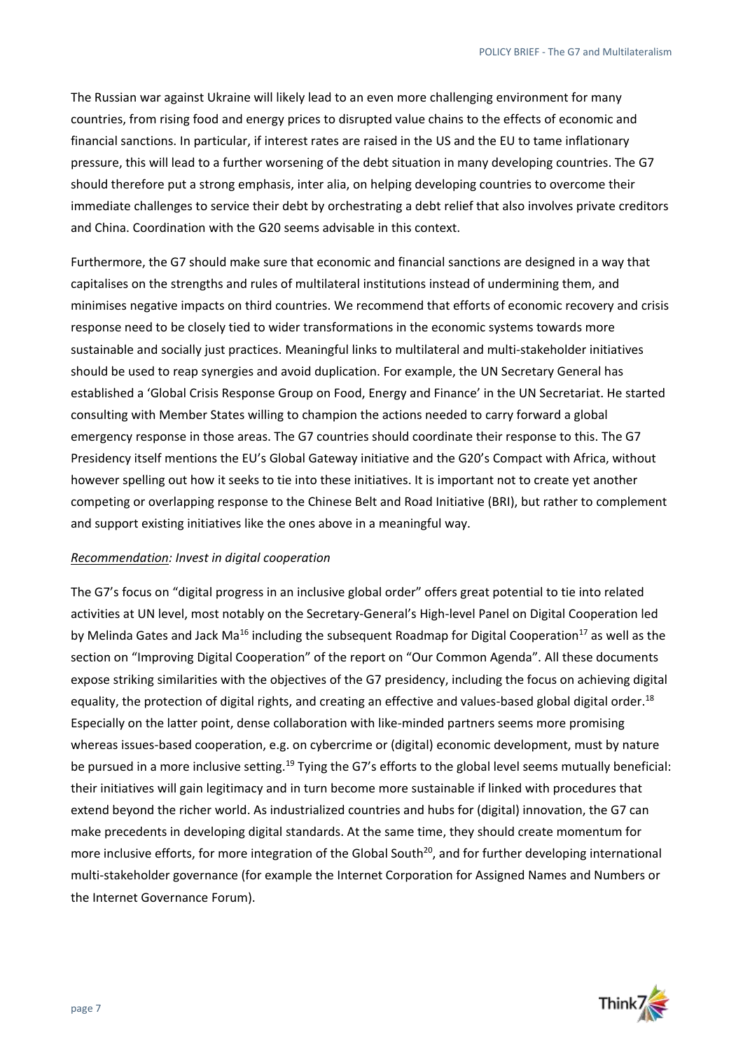The Russian war against Ukraine will likely lead to an even more challenging environment for many countries, from rising food and energy prices to disrupted value chains to the effects of economic and financial sanctions. In particular, if interest rates are raised in the US and the EU to tame inflationary pressure, this will lead to a further worsening of the debt situation in many developing countries. The G7 should therefore put a strong emphasis, inter alia, on helping developing countries to overcome their immediate challenges to service their debt by orchestrating a debt relief that also involves private creditors and China. Coordination with the G20 seems advisable in this context.

Furthermore, the G7 should make sure that economic and financial sanctions are designed in a way that capitalises on the strengths and rules of multilateral institutions instead of undermining them, and minimises negative impacts on third countries. We recommend that efforts of economic recovery and crisis response need to be closely tied to wider transformations in the economic systems towards more sustainable and socially just practices. Meaningful links to multilateral and multi-stakeholder initiatives should be used to reap synergies and avoid duplication. For example, the UN Secretary General has established a 'Global Crisis Response Group on Food, Energy and Finance' in the UN Secretariat. He started consulting with Member States willing to champion the actions needed to carry forward a global emergency response in those areas. The G7 countries should coordinate their response to this. The G7 Presidency itself mentions the EU's Global Gateway initiative and the G20's Compact with Africa, without however spelling out how it seeks to tie into these initiatives. It is important not to create yet another competing or overlapping response to the Chinese Belt and Road Initiative (BRI), but rather to complement and support existing initiatives like the ones above in a meaningful way.

*Recommendation: Invest in digital cooperation*

The G7's focus on "digital progress in an inclusive global order" offers great potential to tie into related activities at UN level, most notably on the Secretary-General's High-level Panel on Digital Cooperation led by Melinda Gates and Jack Ma[16] including the subsequent Roadmap for Digital Cooperation[17] as well as the section on "Improving Digital Cooperation" of the report on "Our Common Agenda". All these documents expose striking similarities with the objectives of the G7 presidency, including the focus on achieving digital equality, the protection of digital rights, and creating an effective and values-based global digital order.[18] Especially on the latter point, dense collaboration with like-minded partners seems more promising whereas issues-based cooperation, e.g. on cybercrime or (digital) economic development, must by nature be pursued in a more inclusive setting.[19] Tying the G7's efforts to the global level seems mutually beneficial: their initiatives will gain legitimacy and in turn become more sustainable if linked with procedures that extend beyond the richer world. As industrialized countries and hubs for (digital) innovation, the G7 can make precedents in developing digital standards. At the same time, they should create momentum for more inclusive efforts, for more integration of the Global South[20], and for further developing international multi-stakeholder governance (for example the Internet Corporation for Assigned Names and Numbers or the Internet Governance Forum).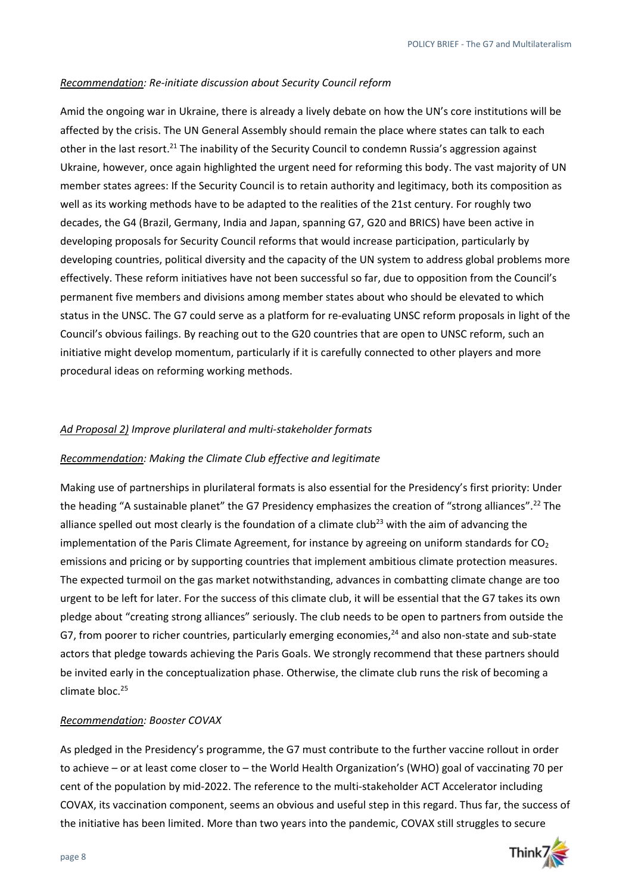*Recommendation: Re-initiate discussion about Security Council reform*

Amid the ongoing war in Ukraine, there is already a lively debate on how the UN's core institutions will be affected by the crisis. The UN General Assembly should remain the place where states can talk to each other in the last resort.[21] The inability of the Security Council to condemn Russia's aggression against Ukraine, however, once again highlighted the urgent need for reforming this body. The vast majority of UN member states agrees: If the Security Council is to retain authority and legitimacy, both its composition as well as its working methods have to be adapted to the realities of the 21st century. For roughly two decades, the G4 (Brazil, Germany, India and Japan, spanning G7, G20 and BRICS) have been active in developing proposals for Security Council reforms that would increase participation, particularly by developing countries, political diversity and the capacity of the UN system to address global problems more effectively. These reform initiatives have not been successful so far, due to opposition from the Council's permanent five members and divisions among member states about who should be elevated to which status in the UNSC. The G7 could serve as a platform for re-evaluating UNSC reform proposals in light of the Council's obvious failings. By reaching out to the G20 countries that are open to UNSC reform, such an initiative might develop momentum, particularly if it is carefully connected to other players and more procedural ideas on reforming working methods.

*Ad Proposal 2) Improve plurilateral and multi-stakeholder formats*

*Recommendation: Making the Climate Club effective and legitimate*

Making use of partnerships in plurilateral formats is also essential for the Presidency's first priority: Under the heading "A sustainable planet" the G7 Presidency emphasizes the creation of "strong alliances".[22] The alliance spelled out most clearly is the foundation of a climate club[23] with the aim of advancing the implementation of the Paris Climate Agreement, for instance by agreeing on uniform standards for $CO_2$ emissions and pricing or by supporting countries that implement ambitious climate protection measures. The expected turmoil on the gas market notwithstanding, advances in combatting climate change are too urgent to be left for later. For the success of this climate club, it will be essential that the G7 takes its own pledge about "creating strong alliances" seriously. The club needs to be open to partners from outside the G7, from poorer to richer countries, particularly emerging economies,[24] and also non-state and sub-state actors that pledge towards achieving the Paris Goals. We strongly recommend that these partners should be invited early in the conceptualization phase. Otherwise, the climate club runs the risk of becoming a climate bloc.[25]

*Recommendation: Booster COVAX*

As pledged in the Presidency's programme, the G7 must contribute to the further vaccine rollout in order to achieve – or at least come closer to – the World Health Organization's (WHO) goal of vaccinating 70 per cent of the population by mid-2022. The reference to the multi-stakeholder ACT Accelerator including COVAX, its vaccination component, seems an obvious and useful step in this regard. Thus far, the success of the initiative has been limited. More than two years into the pandemic, COVAX still struggles to secure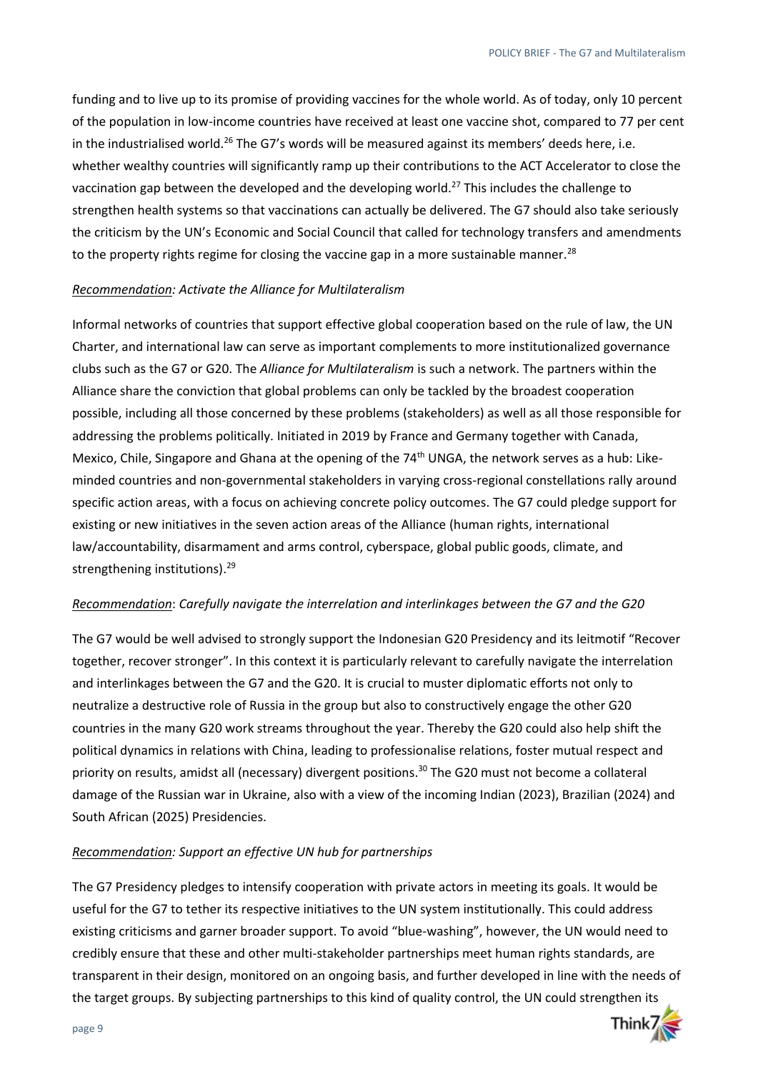funding and to live up to its promise of providing vaccines for the whole world. As of today, only 10 percent of the population in low-income countries have received at least one vaccine shot, compared to 77 per cent in the industrialised world.[26] The G7's words will be measured against its members' deeds here, i.e. whether wealthy countries will significantly ramp up their contributions to the ACT Accelerator to close the vaccination gap between the developed and the developing world.[27] This includes the challenge to strengthen health systems so that vaccinations can actually be delivered. The G7 should also take seriously the criticism by the UN's Economic and Social Council that called for technology transfers and amendments to the property rights regime for closing the vaccine gap in a more sustainable manner.[28]

*Recommendation: Activate the Alliance for Multilateralism*

Informal networks of countries that support effective global cooperation based on the rule of law, the UN Charter, and international law can serve as important complements to more institutionalized governance clubs such as the G7 or G20. The *Alliance for Multilateralism* is such a network. The partners within the Alliance share the conviction that global problems can only be tackled by the broadest cooperation possible, including all those concerned by these problems (stakeholders) as well as all those responsible for addressing the problems politically. Initiated in 2019 by France and Germany together with Canada, Mexico, Chile, Singapore and Ghana at the opening of the 74th UNGA, the network serves as a hub: Like-minded countries and non-governmental stakeholders in varying cross-regional constellations rally around specific action areas, with a focus on achieving concrete policy outcomes. The G7 could pledge support for existing or new initiatives in the seven action areas of the Alliance (human rights, international law/accountability, disarmament and arms control, cyberspace, global public goods, climate, and strengthening institutions).[29]

*Recommendation: Carefully navigate the interrelation and interlinkages between the G7 and the G20*

The G7 would be well advised to strongly support the Indonesian G20 Presidency and its leitmotif "Recover together, recover stronger". In this context it is particularly relevant to carefully navigate the interrelation and interlinkages between the G7 and the G20. It is crucial to muster diplomatic efforts not only to neutralize a destructive role of Russia in the group but also to constructively engage the other G20 countries in the many G20 work streams throughout the year. Thereby the G20 could also help shift the political dynamics in relations with China, leading to professionalise relations, foster mutual respect and priority on results, amidst all (necessary) divergent positions.[30] The G20 must not become a collateral damage of the Russian war in Ukraine, also with a view of the incoming Indian (2023), Brazilian (2024) and South African (2025) Presidencies.

*Recommendation: Support an effective UN hub for partnerships*

The G7 Presidency pledges to intensify cooperation with private actors in meeting its goals. It would be useful for the G7 to tether its respective initiatives to the UN system institutionally. This could address existing criticisms and garner broader support. To avoid "blue-washing", however, the UN would need to credibly ensure that these and other multi-stakeholder partnerships meet human rights standards, are transparent in their design, monitored on an ongoing basis, and further developed in line with the needs of the target groups. By subjecting partnerships to this kind of quality control, the UN could strengthen its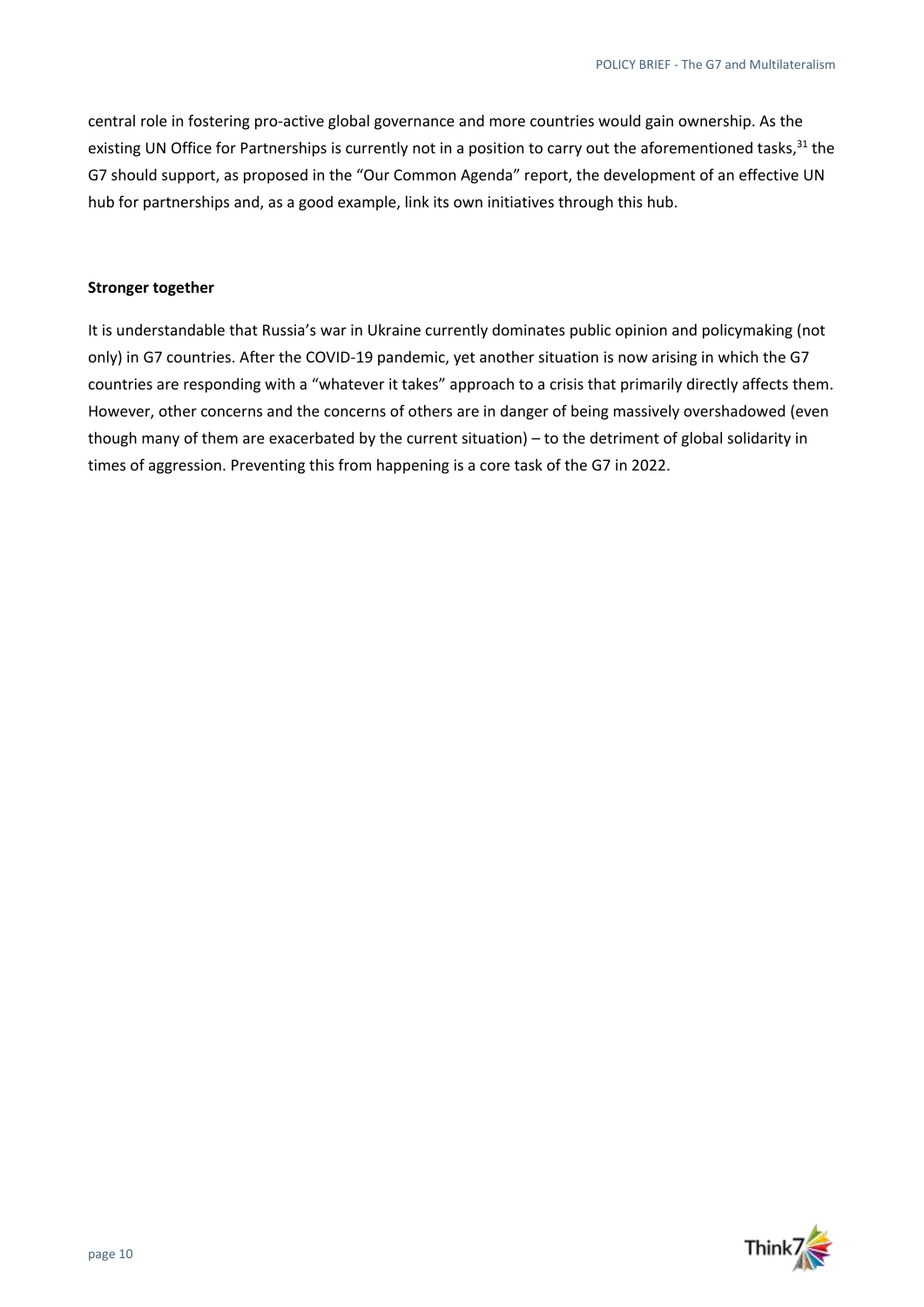central role in fostering pro-active global governance and more countries would gain ownership. As the existing UN Office for Partnerships is currently not in a position to carry out the aforementioned tasks,[31] the G7 should support, as proposed in the "Our Common Agenda" report, the development of an effective UN hub for partnerships and, as a good example, link its own initiatives through this hub.

## Stronger together

It is understandable that Russia's war in Ukraine currently dominates public opinion and policymaking (not only) in G7 countries. After the COVID-19 pandemic, yet another situation is now arising in which the G7 countries are responding with a "whatever it takes" approach to a crisis that primarily directly affects them. However, other concerns and the concerns of others are in danger of being massively overshadowed (even though many of them are exacerbated by the current situation) – to the detriment of global solidarity in times of aggression. Preventing this from happening is a core task of the G7 in 2022.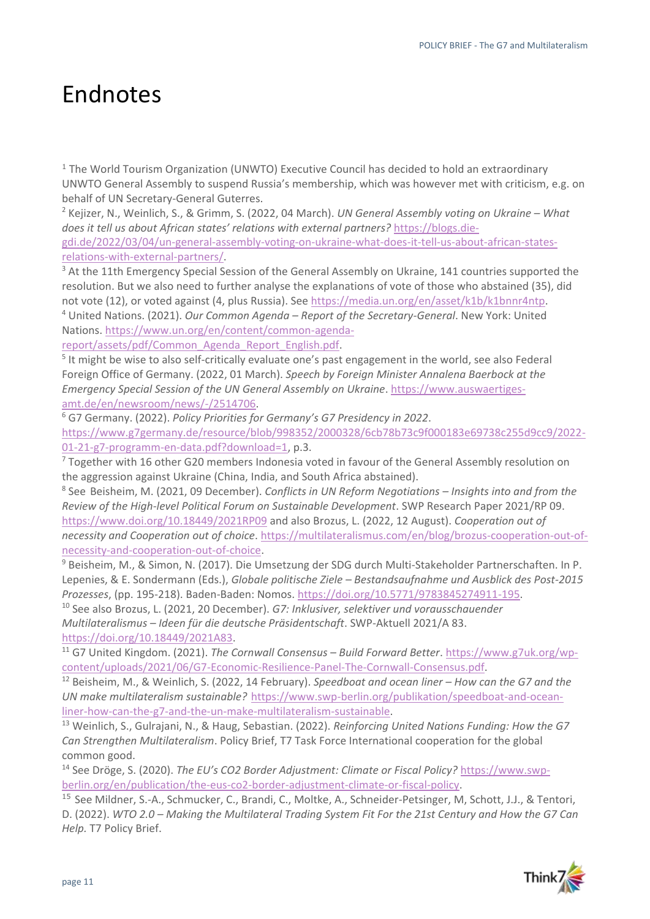# Endnotes

[1] The World Tourism Organization (UNWTO) Executive Council has decided to hold an extraordinary UNWTO General Assembly to suspend Russia's membership, which was however met with criticism, e.g. on behalf of UN Secretary-General Guterres.

[2] Kejizer, N., Weinlich, S., & Grimm, S. (2022, 04 March). *UN General Assembly voting on Ukraine – What does it tell us about African states' relations with external partners?* https://blogs.die-gdi.de/2022/03/04/un-general-assembly-voting-on-ukraine-what-does-it-tell-us-about-african-states-relations-with-external-partners/.

[3] At the 11th Emergency Special Session of the General Assembly on Ukraine, 141 countries supported the resolution. But we also need to further analyse the explanations of vote of those who abstained (35), did not vote (12), or voted against (4, plus Russia). See https://media.un.org/en/asset/k1b/k1bnnr4ntp.

[4] United Nations. (2021). *Our Common Agenda – Report of the Secretary-General*. New York: United Nations. https://www.un.org/en/content/common-agenda-report/assets/pdf/Common_Agenda_Report_English.pdf.

[5] It might be wise to also self-critically evaluate one's past engagement in the world, see also Federal Foreign Office of Germany. (2022, 01 March). *Speech by Foreign Minister Annalena Baerbock at the Emergency Special Session of the UN General Assembly on Ukraine*. https://www.auswaertiges-amt.de/en/newsroom/news/-/2514706.

[6] G7 Germany. (2022). *Policy Priorities for Germany's G7 Presidency in 2022*. https://www.g7germany.de/resource/blob/998352/2000328/6cb78b73c9f000183e69738c255d9cc9/2022-01-21-g7-programm-en-data.pdf?download=1, p.3.

[7] Together with 16 other G20 members Indonesia voted in favour of the General Assembly resolution on the aggression against Ukraine (China, India, and South Africa abstained).

[8] See Beisheim, M. (2021, 09 December). *Conflicts in UN Reform Negotiations – Insights into and from the Review of the High-level Political Forum on Sustainable Development*. SWP Research Paper 2021/RP 09. https://www.doi.org/10.18449/2021RP09 and also Brozus, L. (2022, 12 August). *Cooperation out of necessity and Cooperation out of choice*. https://multilateralismus.com/en/blog/brozus-cooperation-out-of-necessity-and-cooperation-out-of-choice.

[9] Beisheim, M., & Simon, N. (2017). Die Umsetzung der SDG durch Multi-Stakeholder Partnerschaften. In P. Lepenies, & E. Sondermann (Eds.), *Globale politische Ziele – Bestandsaufnahme und Ausblick des Post-2015 Prozesses*, (pp. 195-218). Baden-Baden: Nomos. https://doi.org/10.5771/9783845274911-195.

[10] See also Brozus, L. (2021, 20 December). *G7: Inklusiver, selektiver und vorausschauender Multilateralismus – Ideen für die deutsche Präsidentschaft*. SWP-Aktuell 2021/A 83. https://doi.org/10.18449/2021A83.

[11] G7 United Kingdom. (2021). *The Cornwall Consensus – Build Forward Better*. https://www.g7uk.org/wp-content/uploads/2021/06/G7-Economic-Resilience-Panel-The-Cornwall-Consensus.pdf.

[12] Beisheim, M., & Weinlich, S. (2022, 14 February). *Speedboat and ocean liner – How can the G7 and the UN make multilateralism sustainable?* https://www.swp-berlin.org/publikation/speedboat-and-ocean-liner-how-can-the-g7-and-the-un-make-multilateralism-sustainable.

[13] Weinlich, S., Gulrajani, N., & Haug, Sebastian. (2022). *Reinforcing United Nations Funding: How the G7 Can Strengthen Multilateralism*. Policy Brief, T7 Task Force International cooperation for the global common good.

[14] See Dröge, S. (2020). *The EU's CO2 Border Adjustment: Climate or Fiscal Policy?* https://www.swp-berlin.org/en/publication/the-eus-co2-border-adjustment-climate-or-fiscal-policy.

[15] See Mildner, S.-A., Schmucker, C., Brandi, C., Moltke, A., Schneider-Petsinger, M, Schott, J.J., & Tentori, D. (2022). *WTO 2.0 – Making the Multilateral Trading System Fit For the 21st Century and How the G7 Can Help*. T7 Policy Brief.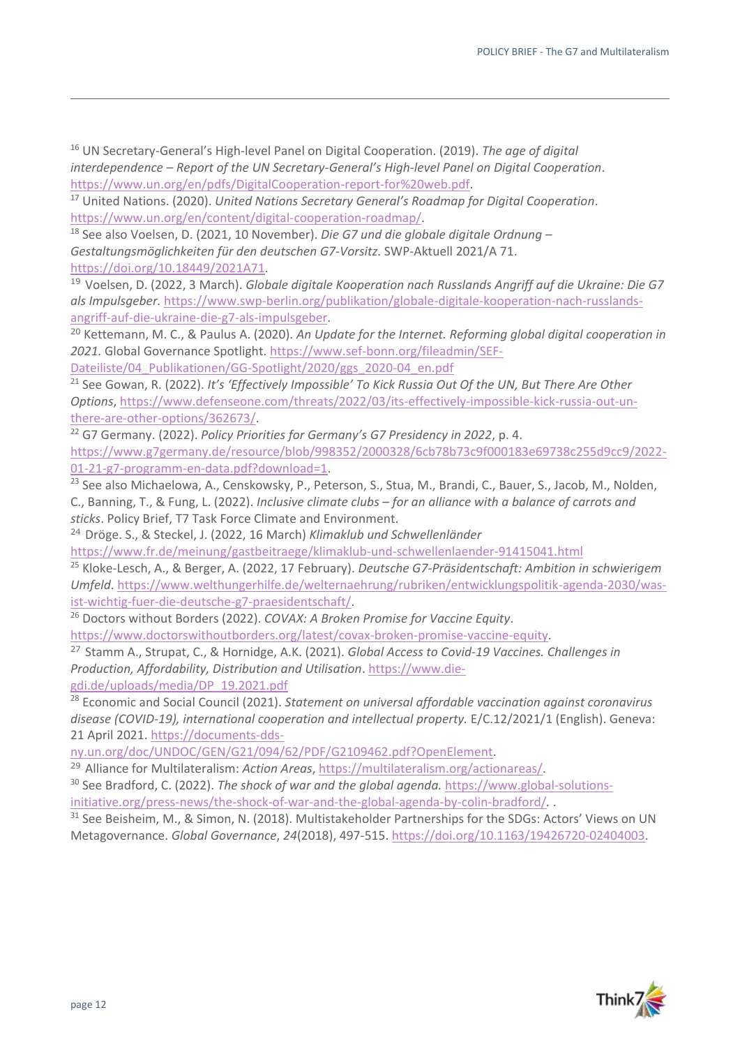[16] UN Secretary-General's High-level Panel on Digital Cooperation. (2019). *The age of digital interdependence – Report of the UN Secretary-General's High-level Panel on Digital Cooperation*. https://www.un.org/en/pdfs/DigitalCooperation-report-for%20web.pdf.

[17] United Nations. (2020). *United Nations Secretary General's Roadmap for Digital Cooperation*. https://www.un.org/en/content/digital-cooperation-roadmap/.

[18] See also Voelsen, D. (2021, 10 November). *Die G7 und die globale digitale Ordnung – Gestaltungsmöglichkeiten für den deutschen G7-Vorsitz*. SWP-Aktuell 2021/A 71. https://doi.org/10.18449/2021A71.

[19] Voelsen, D. (2022, 3 March). *Globale digitale Kooperation nach Russlands Angriff auf die Ukraine: Die G7 als Impulsgeber*. https://www.swp-berlin.org/publikation/globale-digitale-kooperation-nach-russlands-angriff-auf-die-ukraine-die-g7-als-impulsgeber.

[20] Kettemann, M. C., & Paulus A. (2020). *An Update for the Internet. Reforming global digital cooperation in 2021.* Global Governance Spotlight. https://www.sef-bonn.org/fileadmin/SEF-Dateiliste/04_Publikationen/GG-Spotlight/2020/ggs_2020-04_en.pdf

[21] See Gowan, R. (2022). *It's 'Effectively Impossible' To Kick Russia Out Of the UN, But There Are Other Options*, https://www.defenseone.com/threats/2022/03/its-effectively-impossible-kick-russia-out-un-there-are-other-options/362673/.

[22] G7 Germany. (2022). *Policy Priorities for Germany's G7 Presidency in 2022*, p. 4. https://www.g7germany.de/resource/blob/998352/2000328/6cb78b73c9f000183e69738c255d9cc9/2022-01-21-g7-programm-en-data.pdf?download=1.

[23] See also Michaelowa, A., Censkowsky, P., Peterson, S., Stua, M., Brandi, C., Bauer, S., Jacob, M., Nolden, C., Banning, T., & Fung, L. (2022). *Inclusive climate clubs – for an alliance with a balance of carrots and sticks*. Policy Brief, T7 Task Force Climate and Environment.

[24] Dröge. S., & Steckel, J. (2022, 16 March) *Klimaklub und Schwellenländer* https://www.fr.de/meinung/gastbeitraege/klimaklub-und-schwellenlaender-91415041.html

[25] Kloke-Lesch, A., & Berger, A. (2022, 17 February). *Deutsche G7-Präsidentschaft: Ambition in schwierigem Umfeld*. https://www.welthungerhilfe.de/welternaehrung/rubriken/entwicklungspolitik-agenda-2030/was-ist-wichtig-fuer-die-deutsche-g7-praesidentschaft/.

[26] Doctors without Borders (2022). *COVAX: A Broken Promise for Vaccine Equity*. https://www.doctorswithoutborders.org/latest/covax-broken-promise-vaccine-equity.

[27] Stamm A., Strupat, C., & Hornidge, A.K. (2021). *Global Access to Covid-19 Vaccines. Challenges in Production, Affordability, Distribution and Utilisation*. https://www.die-gdi.de/uploads/media/DP_19.2021.pdf

[28] Economic and Social Council (2021). *Statement on universal affordable vaccination against coronavirus disease (COVID-19), international cooperation and intellectual property.* E/C.12/2021/1 (English). Geneva: 21 April 2021. https://documents-dds-ny.un.org/doc/UNDOC/GEN/G21/094/62/PDF/G2109462.pdf?OpenElement.

[29] Alliance for Multilateralism: *Action Areas*, https://multilateralism.org/actionareas/.

[30] See Bradford, C. (2022). *The shock of war and the global agenda.* https://www.global-solutions-initiative.org/press-news/the-shock-of-war-and-the-global-agenda-by-colin-bradford/. .

[31] See Beisheim, M., & Simon, N. (2018). Multistakeholder Partnerships for the SDGs: Actors' Views on UN Metagovernance. *Global Governance*, *24*(2018), 497-515. https://doi.org/10.1163/19426720-02404003.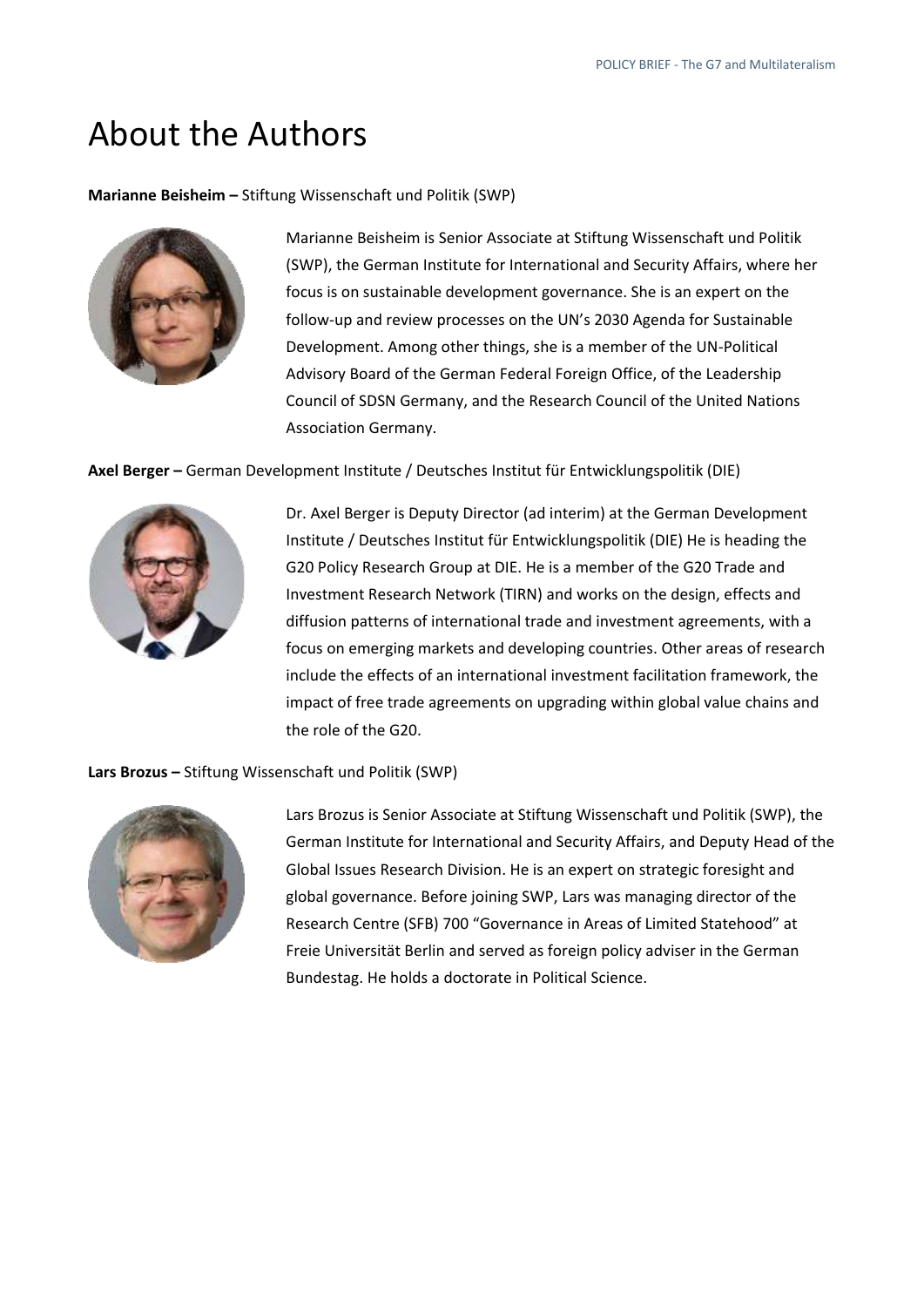# About the Authors

**Marianne Beisheim –** Stiftung Wissenschaft und Politik (SWP)

Marianne Beisheim is Senior Associate at Stiftung Wissenschaft und Politik (SWP), the German Institute for International and Security Affairs, where her focus is on sustainable development governance. She is an expert on the follow-up and review processes on the UN's 2030 Agenda for Sustainable Development. Among other things, she is a member of the UN-Political Advisory Board of the German Federal Foreign Office, of the Leadership Council of SDSN Germany, and the Research Council of the United Nations Association Germany.

**Axel Berger –** German Development Institute / Deutsches Institut für Entwicklungspolitik (DIE)

Dr. Axel Berger is Deputy Director (ad interim) at the German Development Institute / Deutsches Institut für Entwicklungspolitik (DIE) He is heading the G20 Policy Research Group at DIE. He is a member of the G20 Trade and Investment Research Network (TIRN) and works on the design, effects and diffusion patterns of international trade and investment agreements, with a focus on emerging markets and developing countries. Other areas of research include the effects of an international investment facilitation framework, the impact of free trade agreements on upgrading within global value chains and the role of the G20.

**Lars Brozus –** Stiftung Wissenschaft und Politik (SWP)

Lars Brozus is Senior Associate at Stiftung Wissenschaft und Politik (SWP), the German Institute for International and Security Affairs, and Deputy Head of the Global Issues Research Division. He is an expert on strategic foresight and global governance. Before joining SWP, Lars was managing director of the Research Centre (SFB) 700 "Governance in Areas of Limited Statehood" at Freie Universität Berlin and served as foreign policy adviser in the German Bundestag. He holds a doctorate in Political Science.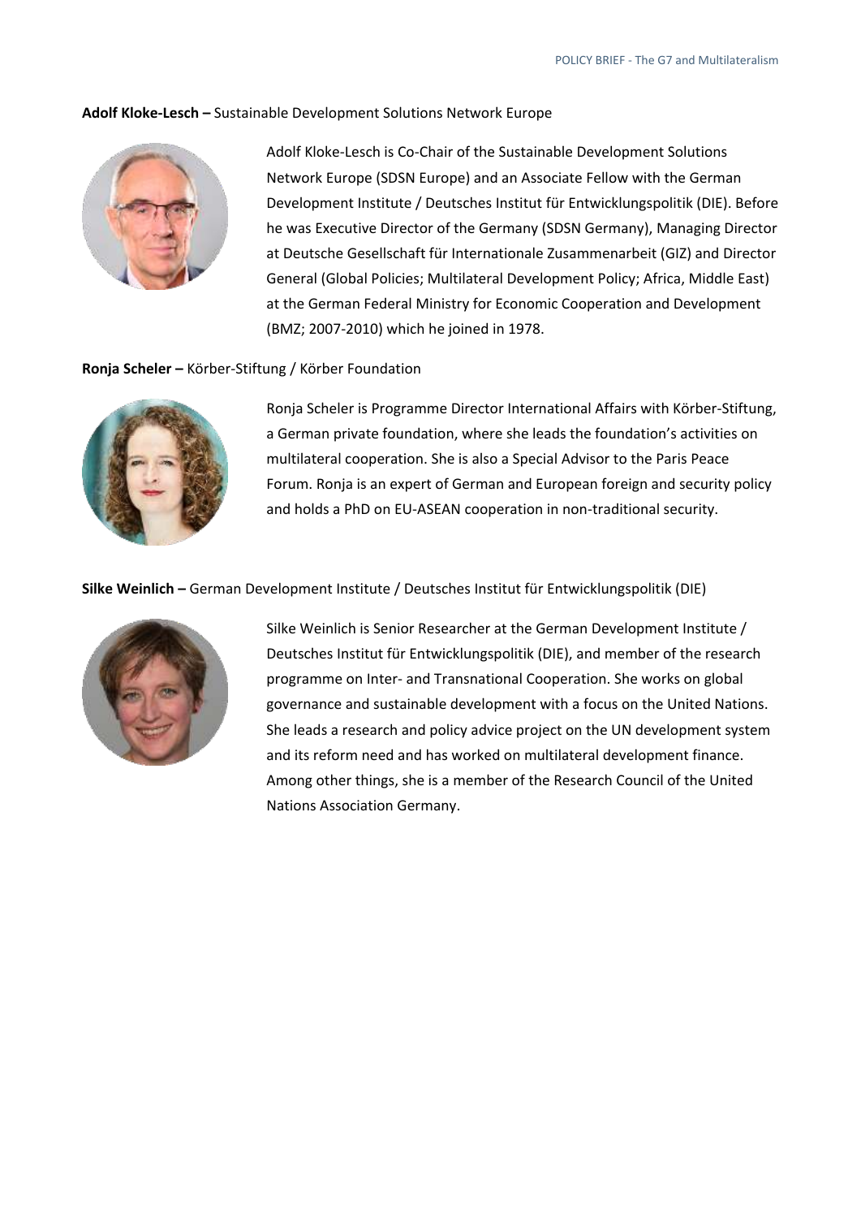**Adolf Kloke-Lesch –** Sustainable Development Solutions Network Europe

Adolf Kloke-Lesch is Co-Chair of the Sustainable Development Solutions Network Europe (SDSN Europe) and an Associate Fellow with the German Development Institute / Deutsches Institut für Entwicklungspolitik (DIE). Before he was Executive Director of the Germany (SDSN Germany), Managing Director at Deutsche Gesellschaft für Internationale Zusammenarbeit (GIZ) and Director General (Global Policies; Multilateral Development Policy; Africa, Middle East) at the German Federal Ministry for Economic Cooperation and Development (BMZ; 2007-2010) which he joined in 1978.

**Ronja Scheler –** Körber-Stiftung / Körber Foundation

Ronja Scheler is Programme Director International Affairs with Körber-Stiftung, a German private foundation, where she leads the foundation's activities on multilateral cooperation. She is also a Special Advisor to the Paris Peace Forum. Ronja is an expert of German and European foreign and security policy and holds a PhD on EU-ASEAN cooperation in non-traditional security.

**Silke Weinlich –** German Development Institute / Deutsches Institut für Entwicklungspolitik (DIE)

Silke Weinlich is Senior Researcher at the German Development Institute / Deutsches Institut für Entwicklungspolitik (DIE), and member of the research programme on Inter- and Transnational Cooperation. She works on global governance and sustainable development with a focus on the United Nations. She leads a research and policy advice project on the UN development system and its reform need and has worked on multilateral development finance. Among other things, she is a member of the Research Council of the United Nations Association Germany.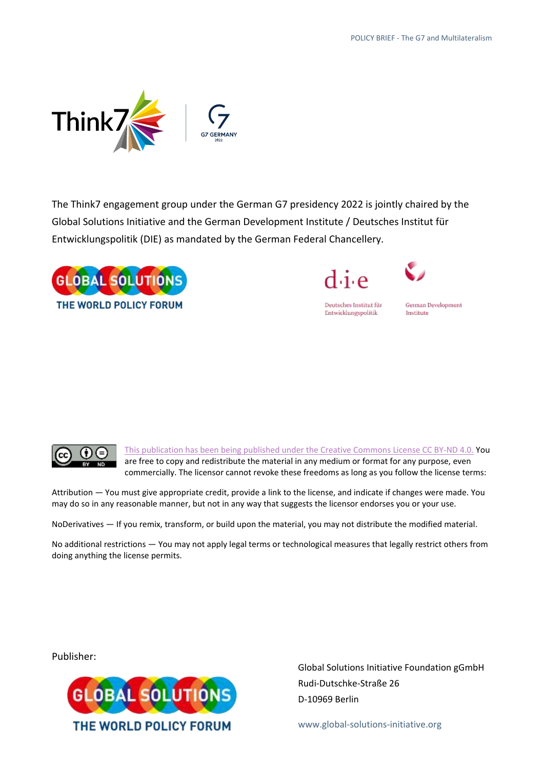The Think7 engagement group under the German G7 presidency 2022 is jointly chaired by the Global Solutions Initiative and the German Development Institute / Deutsches Institut für Entwicklungspolitik (DIE) as mandated by the German Federal Chancellery.

This publication has been being published under the Creative Commons License CC BY-ND 4.0. You are free to copy and redistribute the material in any medium or format for any purpose, even commercially. The licensor cannot revoke these freedoms as long as you follow the license terms:

Attribution — You must give appropriate credit, provide a link to the license, and indicate if changes were made. You may do so in any reasonable manner, but not in any way that suggests the licensor endorses you or your use.

NoDerivatives — If you remix, transform, or build upon the material, you may not distribute the modified material.

No additional restrictions — You may not apply legal terms or technological measures that legally restrict others from doing anything the license permits.

Publisher:

Global Solutions Initiative Foundation gGmbH
Rudi-Dutschke-Straße 26
D-10969 Berlin

www.global-solutions-initiative.org